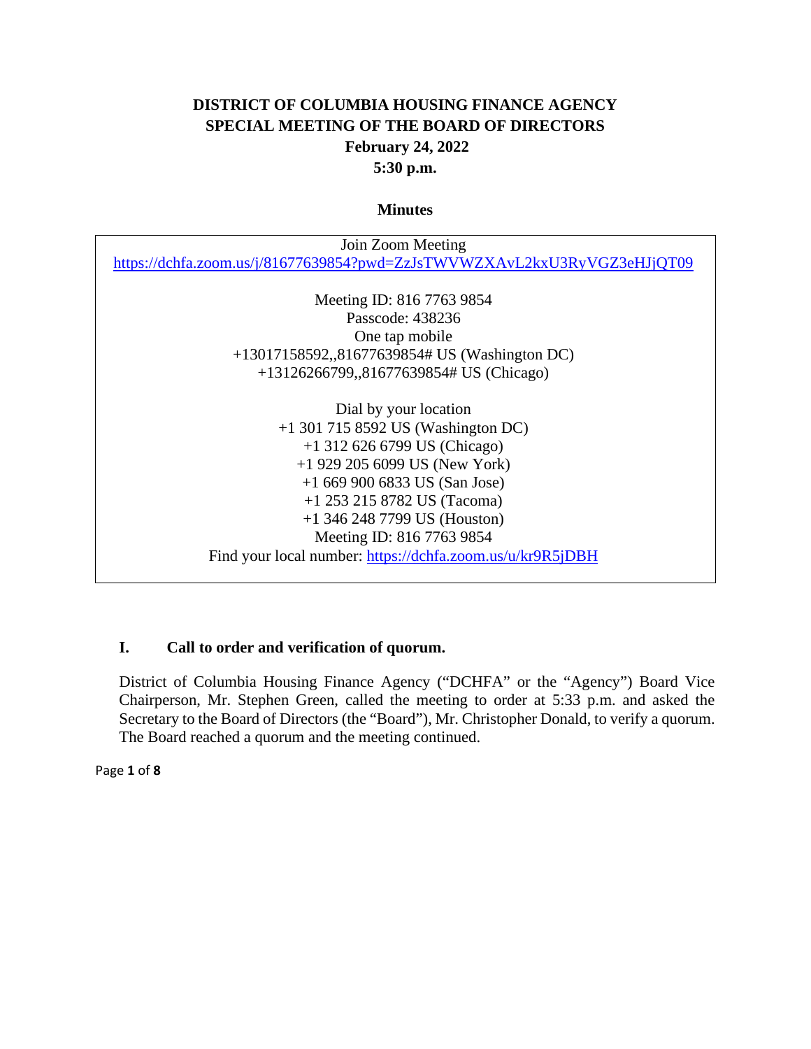# DISTRICT OF COLUMBIA HOUSING FINANCE AGENCY
# SPECIAL MEETING OF THE BOARD OF DIRECTORS
## February 24, 2022
## 5:30 p.m.

### Minutes

Join Zoom Meeting
https://dchfa.zoom.us/j/81677639854?pwd=ZzJsTWVWZXAvL2kxU3RyVGZ3eHJjQT09

Meeting ID: 816 7763 9854
Passcode: 438236
One tap mobile
+13017158592,,81677639854# US (Washington DC)
+13126266799,,81677639854# US (Chicago)

Dial by your location
+1 301 715 8592 US (Washington DC)
+1 312 626 6799 US (Chicago)
+1 929 205 6099 US (New York)
+1 669 900 6833 US (San Jose)
+1 253 215 8782 US (Tacoma)
+1 346 248 7799 US (Houston)
Meeting ID: 816 7763 9854
Find your local number: https://dchfa.zoom.us/u/kr9R5jDBH

## I. Call to order and verification of quorum.

District of Columbia Housing Finance Agency ("DCHFA" or the "Agency") Board Vice Chairperson, Mr. Stephen Green, called the meeting to order at 5:33 p.m. and asked the Secretary to the Board of Directors (the "Board"), Mr. Christopher Donald, to verify a quorum. The Board reached a quorum and the meeting continued.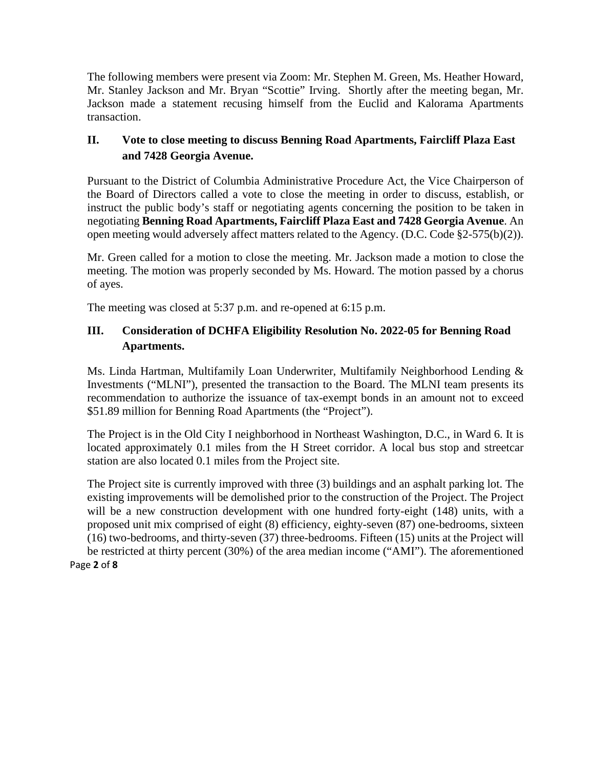The following members were present via Zoom: Mr. Stephen M. Green, Ms. Heather Howard, Mr. Stanley Jackson and Mr. Bryan "Scottie" Irving. Shortly after the meeting began, Mr. Jackson made a statement recusing himself from the Euclid and Kalorama Apartments transaction.

## II. Vote to close meeting to discuss Benning Road Apartments, Faircliff Plaza East and 7428 Georgia Avenue.

Pursuant to the District of Columbia Administrative Procedure Act, the Vice Chairperson of the Board of Directors called a vote to close the meeting in order to discuss, establish, or instruct the public body's staff or negotiating agents concerning the position to be taken in negotiating **Benning Road Apartments, Faircliff Plaza East and 7428 Georgia Avenue**. An open meeting would adversely affect matters related to the Agency. (D.C. Code §2-575(b)(2)).

Mr. Green called for a motion to close the meeting. Mr. Jackson made a motion to close the meeting. The motion was properly seconded by Ms. Howard. The motion passed by a chorus of ayes.

The meeting was closed at 5:37 p.m. and re-opened at 6:15 p.m.

## III. Consideration of DCHFA Eligibility Resolution No. 2022-05 for Benning Road Apartments.

Ms. Linda Hartman, Multifamily Loan Underwriter, Multifamily Neighborhood Lending & Investments ("MLNI"), presented the transaction to the Board. The MLNI team presents its recommendation to authorize the issuance of tax-exempt bonds in an amount not to exceed $51.89 million for Benning Road Apartments (the "Project").

The Project is in the Old City I neighborhood in Northeast Washington, D.C., in Ward 6. It is located approximately 0.1 miles from the H Street corridor. A local bus stop and streetcar station are also located 0.1 miles from the Project site.

The Project site is currently improved with three (3) buildings and an asphalt parking lot. The existing improvements will be demolished prior to the construction of the Project. The Project will be a new construction development with one hundred forty-eight (148) units, with a proposed unit mix comprised of eight (8) efficiency, eighty-seven (87) one-bedrooms, sixteen (16) two-bedrooms, and thirty-seven (37) three-bedrooms. Fifteen (15) units at the Project will be restricted at thirty percent (30%) of the area median income ("AMI"). The aforementioned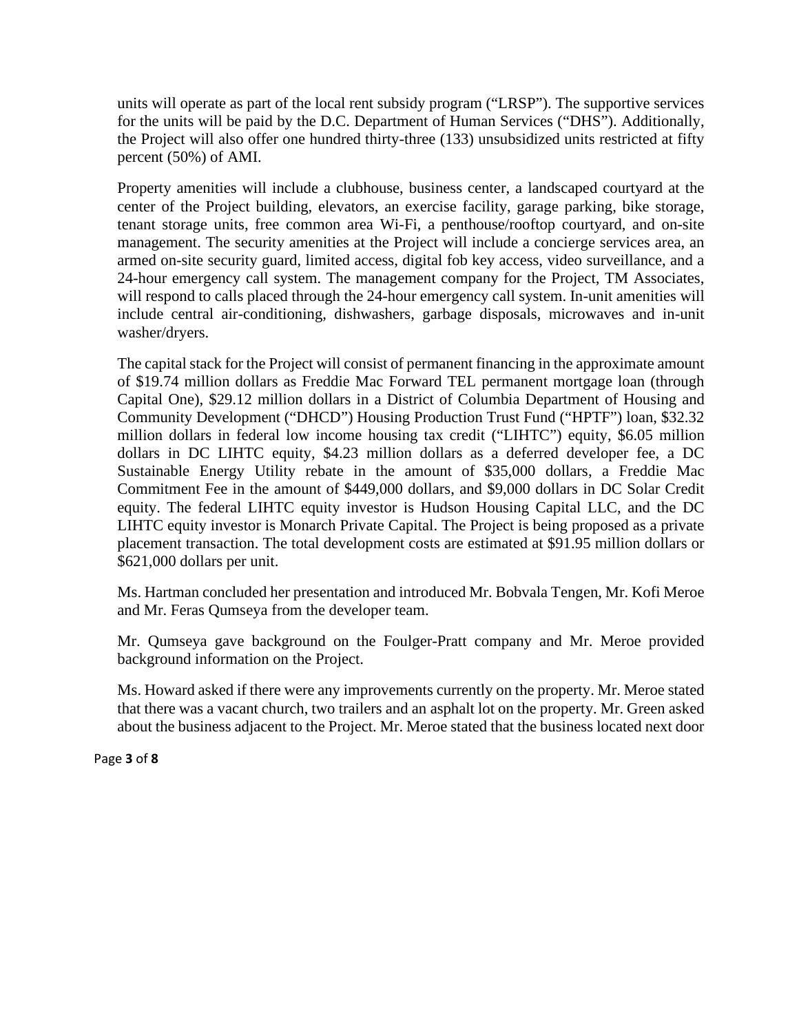units will operate as part of the local rent subsidy program ("LRSP"). The supportive services for the units will be paid by the D.C. Department of Human Services ("DHS"). Additionally, the Project will also offer one hundred thirty-three (133) unsubsidized units restricted at fifty percent (50%) of AMI.

Property amenities will include a clubhouse, business center, a landscaped courtyard at the center of the Project building, elevators, an exercise facility, garage parking, bike storage, tenant storage units, free common area Wi-Fi, a penthouse/rooftop courtyard, and on-site management. The security amenities at the Project will include a concierge services area, an armed on-site security guard, limited access, digital fob key access, video surveillance, and a 24-hour emergency call system. The management company for the Project, TM Associates, will respond to calls placed through the 24-hour emergency call system. In-unit amenities will include central air-conditioning, dishwashers, garbage disposals, microwaves and in-unit washer/dryers.

The capital stack for the Project will consist of permanent financing in the approximate amount of $19.74 million dollars as Freddie Mac Forward TEL permanent mortgage loan (through Capital One), $29.12 million dollars in a District of Columbia Department of Housing and Community Development ("DHCD") Housing Production Trust Fund ("HPTF") loan, $32.32 million dollars in federal low income housing tax credit ("LIHTC") equity, $6.05 million dollars in DC LIHTC equity, $4.23 million dollars as a deferred developer fee, a DC Sustainable Energy Utility rebate in the amount of $35,000 dollars, a Freddie Mac Commitment Fee in the amount of $449,000 dollars, and $9,000 dollars in DC Solar Credit equity. The federal LIHTC equity investor is Hudson Housing Capital LLC, and the DC LIHTC equity investor is Monarch Private Capital. The Project is being proposed as a private placement transaction. The total development costs are estimated at $91.95 million dollars or $621,000 dollars per unit.

Ms. Hartman concluded her presentation and introduced Mr. Bobvala Tengen, Mr. Kofi Meroe and Mr. Feras Qumseya from the developer team.

Mr. Qumseya gave background on the Foulger-Pratt company and Mr. Meroe provided background information on the Project.

Ms. Howard asked if there were any improvements currently on the property. Mr. Meroe stated that there was a vacant church, two trailers and an asphalt lot on the property. Mr. Green asked about the business adjacent to the Project. Mr. Meroe stated that the business located next door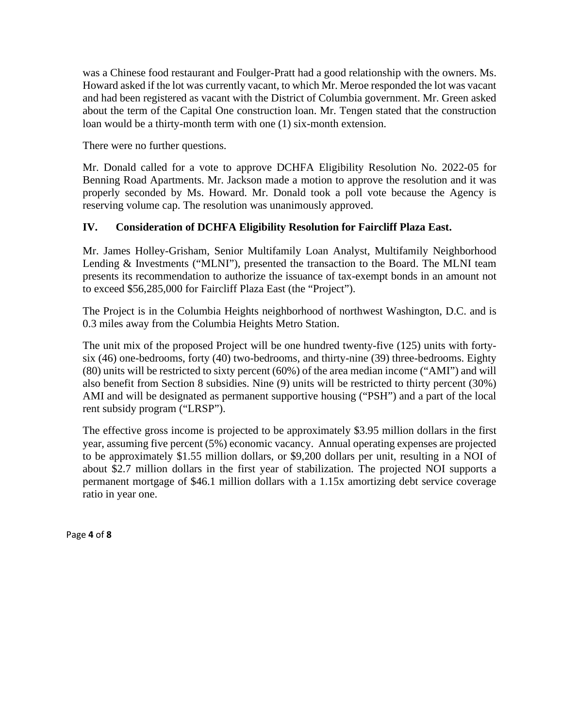was a Chinese food restaurant and Foulger-Pratt had a good relationship with the owners. Ms. Howard asked if the lot was currently vacant, to which Mr. Meroe responded the lot was vacant and had been registered as vacant with the District of Columbia government. Mr. Green asked about the term of the Capital One construction loan. Mr. Tengen stated that the construction loan would be a thirty-month term with one (1) six-month extension.

There were no further questions.

Mr. Donald called for a vote to approve DCHFA Eligibility Resolution No. 2022-05 for Benning Road Apartments. Mr. Jackson made a motion to approve the resolution and it was properly seconded by Ms. Howard. Mr. Donald took a poll vote because the Agency is reserving volume cap. The resolution was unanimously approved.

## IV. Consideration of DCHFA Eligibility Resolution for Faircliff Plaza East.

Mr. James Holley-Grisham, Senior Multifamily Loan Analyst, Multifamily Neighborhood Lending & Investments ("MLNI"), presented the transaction to the Board. The MLNI team presents its recommendation to authorize the issuance of tax-exempt bonds in an amount not to exceed $56,285,000 for Faircliff Plaza East (the "Project").

The Project is in the Columbia Heights neighborhood of northwest Washington, D.C. and is 0.3 miles away from the Columbia Heights Metro Station.

The unit mix of the proposed Project will be one hundred twenty-five (125) units with forty-six (46) one-bedrooms, forty (40) two-bedrooms, and thirty-nine (39) three-bedrooms. Eighty (80) units will be restricted to sixty percent (60%) of the area median income ("AMI") and will also benefit from Section 8 subsidies. Nine (9) units will be restricted to thirty percent (30%) AMI and will be designated as permanent supportive housing ("PSH") and a part of the local rent subsidy program ("LRSP").

The effective gross income is projected to be approximately $3.95 million dollars in the first year, assuming five percent (5%) economic vacancy. Annual operating expenses are projected to be approximately $1.55 million dollars, or $9,200 dollars per unit, resulting in a NOI of about $2.7 million dollars in the first year of stabilization. The projected NOI supports a permanent mortgage of $46.1 million dollars with a 1.15x amortizing debt service coverage ratio in year one.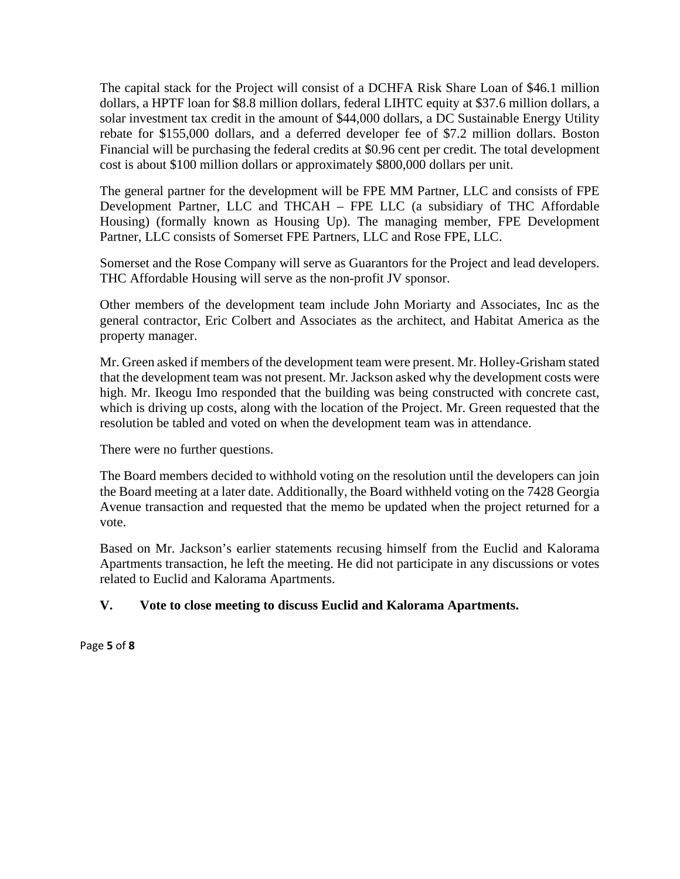The capital stack for the Project will consist of a DCHFA Risk Share Loan of $46.1 million dollars, a HPTF loan for $8.8 million dollars, federal LIHTC equity at $37.6 million dollars, a solar investment tax credit in the amount of $44,000 dollars, a DC Sustainable Energy Utility rebate for $155,000 dollars, and a deferred developer fee of $7.2 million dollars. Boston Financial will be purchasing the federal credits at $0.96 cent per credit. The total development cost is about $100 million dollars or approximately $800,000 dollars per unit.

The general partner for the development will be FPE MM Partner, LLC and consists of FPE Development Partner, LLC and THCAH – FPE LLC (a subsidiary of THC Affordable Housing) (formally known as Housing Up). The managing member, FPE Development Partner, LLC consists of Somerset FPE Partners, LLC and Rose FPE, LLC.

Somerset and the Rose Company will serve as Guarantors for the Project and lead developers. THC Affordable Housing will serve as the non-profit JV sponsor.

Other members of the development team include John Moriarty and Associates, Inc as the general contractor, Eric Colbert and Associates as the architect, and Habitat America as the property manager.

Mr. Green asked if members of the development team were present. Mr. Holley-Grisham stated that the development team was not present. Mr. Jackson asked why the development costs were high. Mr. Ikeogu Imo responded that the building was being constructed with concrete cast, which is driving up costs, along with the location of the Project. Mr. Green requested that the resolution be tabled and voted on when the development team was in attendance.

There were no further questions.

The Board members decided to withhold voting on the resolution until the developers can join the Board meeting at a later date. Additionally, the Board withheld voting on the 7428 Georgia Avenue transaction and requested that the memo be updated when the project returned for a vote.

Based on Mr. Jackson's earlier statements recusing himself from the Euclid and Kalorama Apartments transaction, he left the meeting. He did not participate in any discussions or votes related to Euclid and Kalorama Apartments.

## V. Vote to close meeting to discuss Euclid and Kalorama Apartments.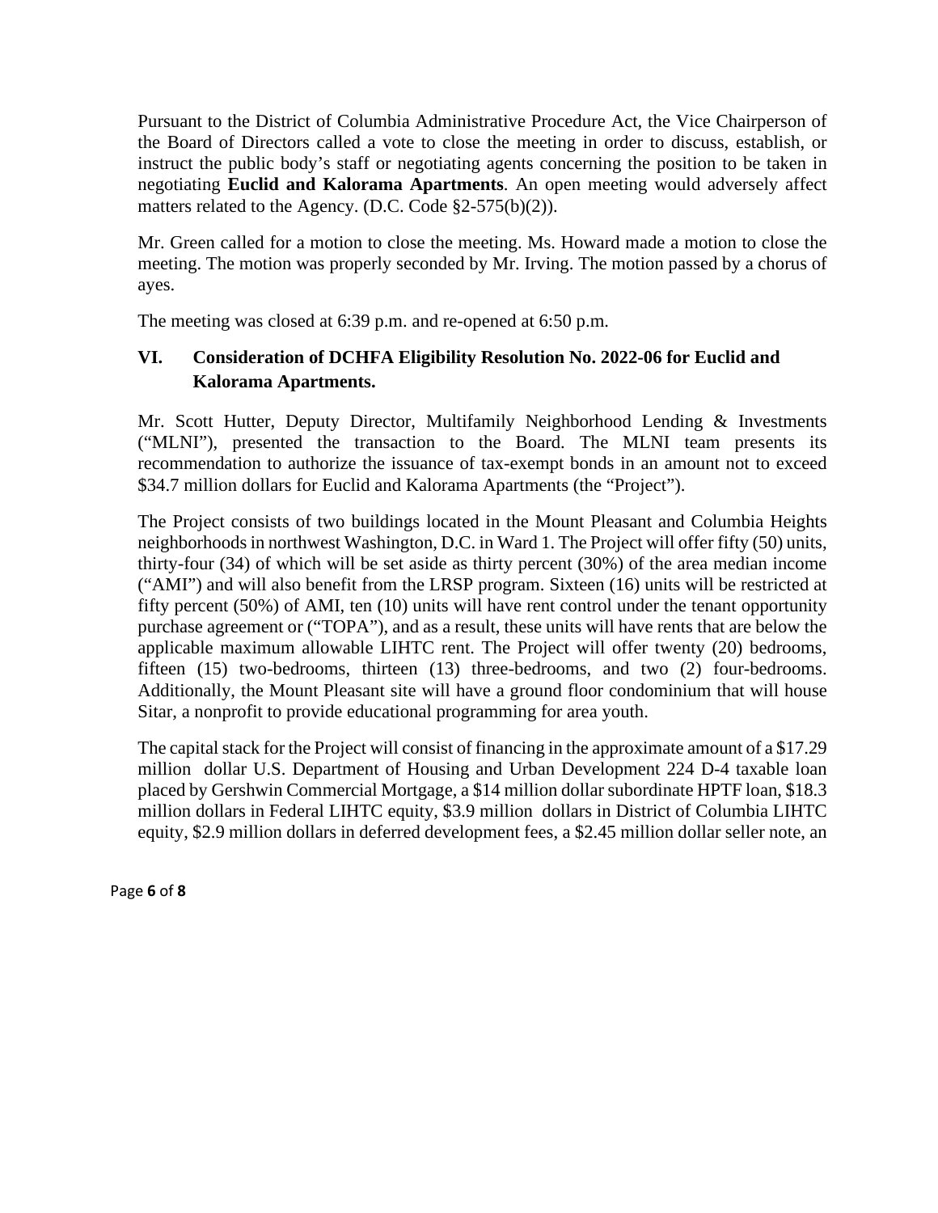Pursuant to the District of Columbia Administrative Procedure Act, the Vice Chairperson of the Board of Directors called a vote to close the meeting in order to discuss, establish, or instruct the public body's staff or negotiating agents concerning the position to be taken in negotiating **Euclid and Kalorama Apartments**. An open meeting would adversely affect matters related to the Agency. (D.C. Code §2-575(b)(2)).

Mr. Green called for a motion to close the meeting. Ms. Howard made a motion to close the meeting. The motion was properly seconded by Mr. Irving. The motion passed by a chorus of ayes.

The meeting was closed at 6:39 p.m. and re-opened at 6:50 p.m.

## VI. Consideration of DCHFA Eligibility Resolution No. 2022-06 for Euclid and Kalorama Apartments.

Mr. Scott Hutter, Deputy Director, Multifamily Neighborhood Lending & Investments ("MLNI"), presented the transaction to the Board. The MLNI team presents its recommendation to authorize the issuance of tax-exempt bonds in an amount not to exceed $34.7 million dollars for Euclid and Kalorama Apartments (the "Project").

The Project consists of two buildings located in the Mount Pleasant and Columbia Heights neighborhoods in northwest Washington, D.C. in Ward 1. The Project will offer fifty (50) units, thirty-four (34) of which will be set aside as thirty percent (30%) of the area median income ("AMI") and will also benefit from the LRSP program. Sixteen (16) units will be restricted at fifty percent (50%) of AMI, ten (10) units will have rent control under the tenant opportunity purchase agreement or ("TOPA"), and as a result, these units will have rents that are below the applicable maximum allowable LIHTC rent. The Project will offer twenty (20) bedrooms, fifteen (15) two-bedrooms, thirteen (13) three-bedrooms, and two (2) four-bedrooms. Additionally, the Mount Pleasant site will have a ground floor condominium that will house Sitar, a nonprofit to provide educational programming for area youth.

The capital stack for the Project will consist of financing in the approximate amount of a $17.29 million dollar U.S. Department of Housing and Urban Development 224 D-4 taxable loan placed by Gershwin Commercial Mortgage, a $14 million dollar subordinate HPTF loan, $18.3 million dollars in Federal LIHTC equity, $3.9 million dollars in District of Columbia LIHTC equity, $2.9 million dollars in deferred development fees, a $2.45 million dollar seller note, an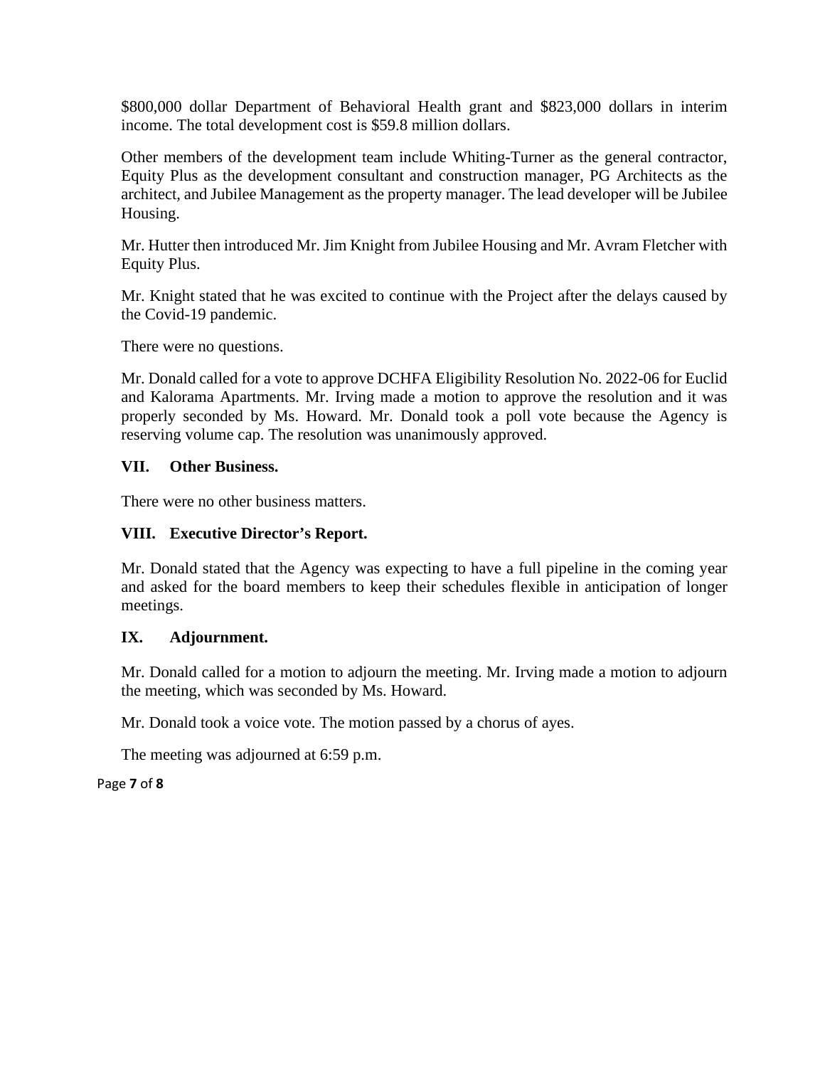$800,000 dollar Department of Behavioral Health grant and $823,000 dollars in interim income. The total development cost is $59.8 million dollars.

Other members of the development team include Whiting-Turner as the general contractor, Equity Plus as the development consultant and construction manager, PG Architects as the architect, and Jubilee Management as the property manager. The lead developer will be Jubilee Housing.

Mr. Hutter then introduced Mr. Jim Knight from Jubilee Housing and Mr. Avram Fletcher with Equity Plus.

Mr. Knight stated that he was excited to continue with the Project after the delays caused by the Covid-19 pandemic.

There were no questions.

Mr. Donald called for a vote to approve DCHFA Eligibility Resolution No. 2022-06 for Euclid and Kalorama Apartments. Mr. Irving made a motion to approve the resolution and it was properly seconded by Ms. Howard. Mr. Donald took a poll vote because the Agency is reserving volume cap. The resolution was unanimously approved.

## VII. Other Business.

There were no other business matters.

## VIII. Executive Director's Report.

Mr. Donald stated that the Agency was expecting to have a full pipeline in the coming year and asked for the board members to keep their schedules flexible in anticipation of longer meetings.

## IX. Adjournment.

Mr. Donald called for a motion to adjourn the meeting. Mr. Irving made a motion to adjourn the meeting, which was seconded by Ms. Howard.

Mr. Donald took a voice vote. The motion passed by a chorus of ayes.

The meeting was adjourned at 6:59 p.m.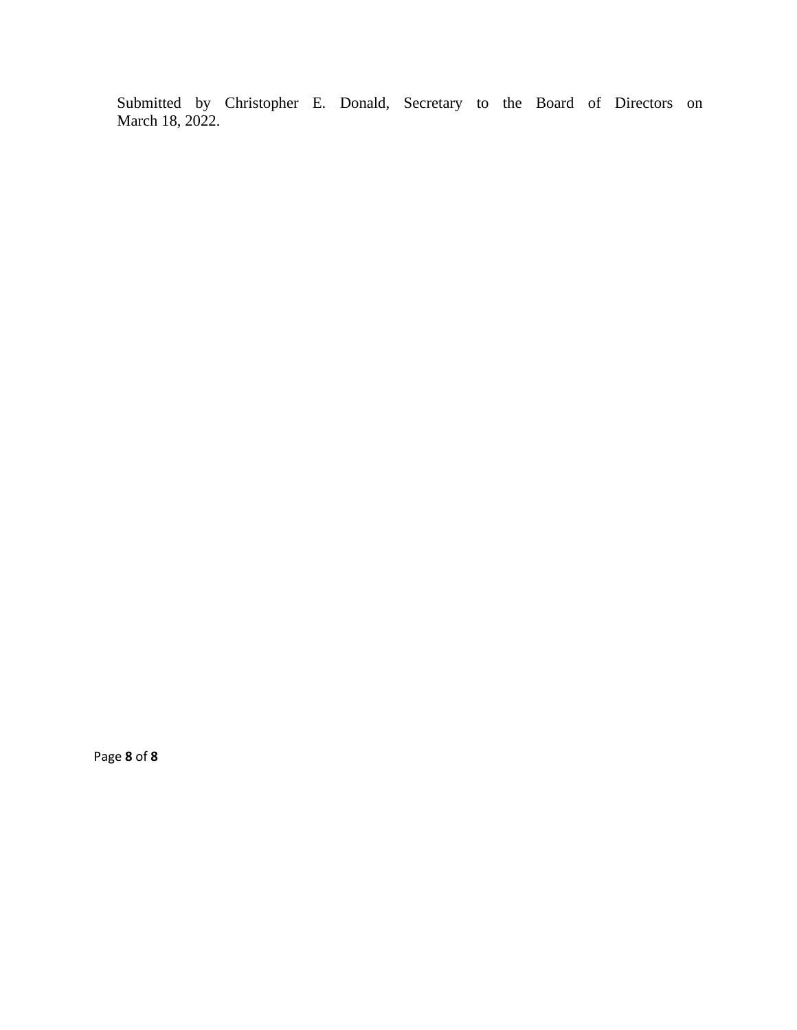Submitted by Christopher E. Donald, Secretary to the Board of Directors on March 18, 2022.